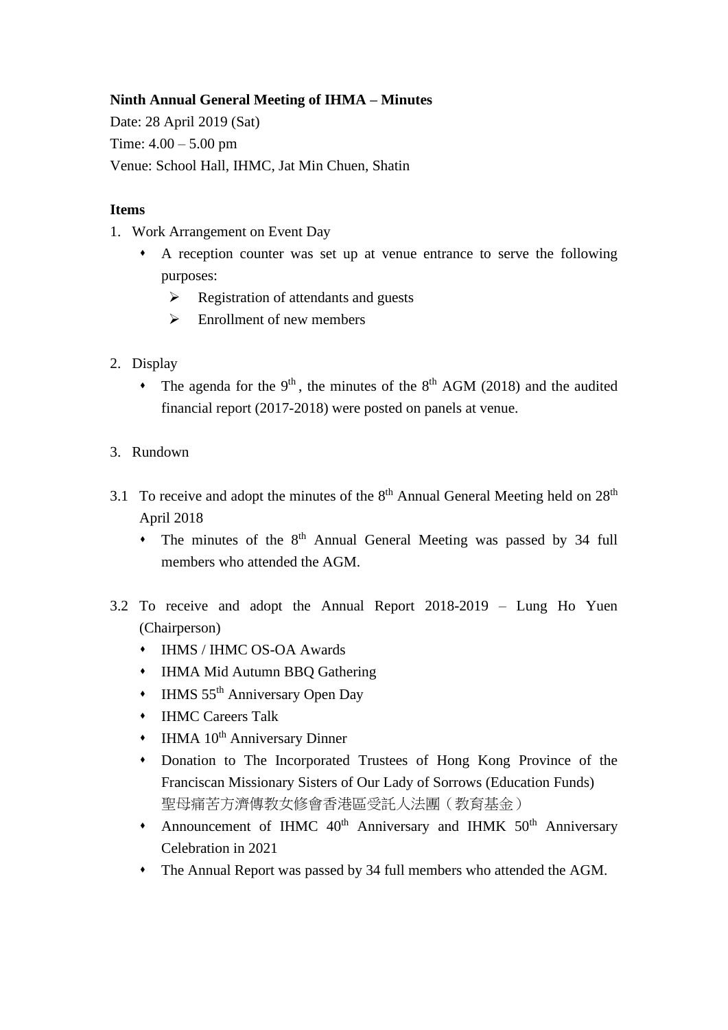**Ninth Annual General Meeting of IHMA – Minutes**

Date: 28 April 2019 (Sat)

Time: 4.00 – 5.00 pm

Venue: School Hall, IHMC, Jat Min Chuen, Shatin

**Items**

1. Work Arrangement on Event Day
   - A reception counter was set up at venue entrance to serve the following purposes:
     - Registration of attendants and guests
     - Enrollment of new members

2. Display
   - The agenda for the 9th, the minutes of the 8th AGM (2018) and the audited financial report (2017-2018) were posted on panels at venue.

3. Rundown

3.1 To receive and adopt the minutes of the 8th Annual General Meeting held on 28th April 2018

- The minutes of the 8th Annual General Meeting was passed by 34 full members who attended the AGM.

3.2 To receive and adopt the Annual Report 2018-2019 – Lung Ho Yuen (Chairperson)

- IHMS / IHMC OS-OA Awards
- IHMA Mid Autumn BBQ Gathering
- IHMS 55th Anniversary Open Day
- IHMC Careers Talk
- IHMA 10th Anniversary Dinner
- Donation to The Incorporated Trustees of Hong Kong Province of the Franciscan Missionary Sisters of Our Lady of Sorrows (Education Funds) 聖母痛苦方濟傳教女修會香港區受託人法團（教育基金）
- Announcement of IHMC 40th Anniversary and IHMK 50th Anniversary Celebration in 2021
- The Annual Report was passed by 34 full members who attended the AGM.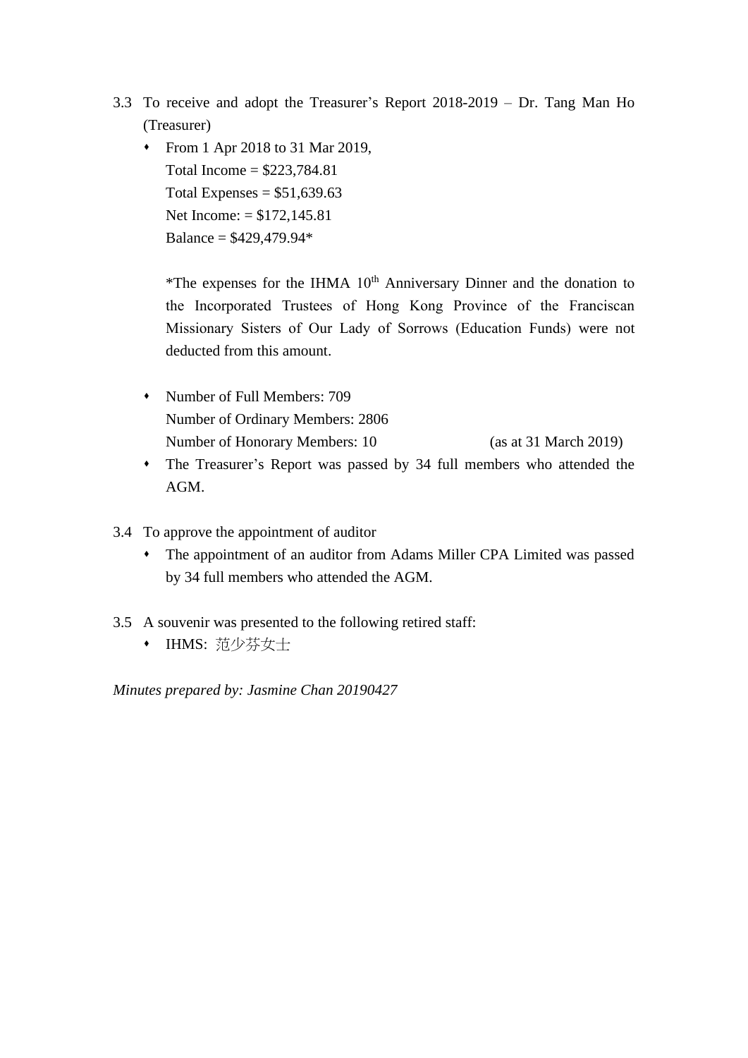3.3 To receive and adopt the Treasurer's Report 2018-2019 – Dr. Tang Man Ho (Treasurer)

- From 1 Apr 2018 to 31 Mar 2019,
  Total Income = $223,784.81
  Total Expenses = $51,639.63
  Net Income: = $172,145.81
  Balance = $429,479.94*

  *The expenses for the IHMA 10th Anniversary Dinner and the donation to the Incorporated Trustees of Hong Kong Province of the Franciscan Missionary Sisters of Our Lady of Sorrows (Education Funds) were not deducted from this amount.

- Number of Full Members: 709
  Number of Ordinary Members: 2806
  Number of Honorary Members: 10 (as at 31 March 2019)
- The Treasurer's Report was passed by 34 full members who attended the AGM.

3.4 To approve the appointment of auditor

- The appointment of an auditor from Adams Miller CPA Limited was passed by 34 full members who attended the AGM.

3.5 A souvenir was presented to the following retired staff:

- IHMS: 范少芬女士

*Minutes prepared by: Jasmine Chan 20190427*